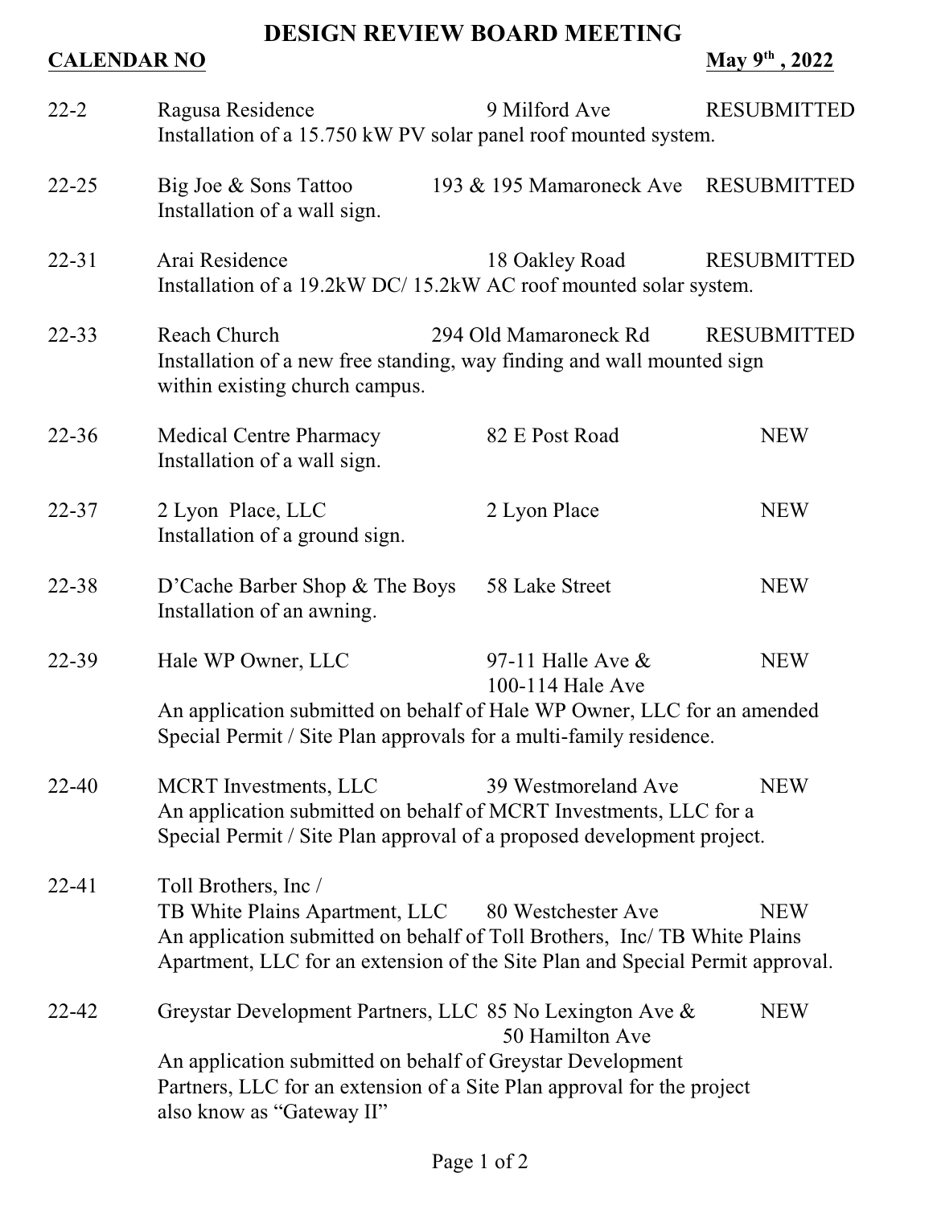# DESIGN REVIEW BOARD MEETING

**CALENDAR NO** **May 9th , 2022**

| Calendar No | Applicant | Address | Status |
|---|---|---|---|
| 22-2 | Ragusa Residence<br>Installation of a 15.750 kW PV solar panel roof mounted system. | 9 Milford Ave | RESUBMITTED |
| 22-25 | Big Joe & Sons Tattoo<br>Installation of a wall sign. | 193 & 195 Mamaroneck Ave | RESUBMITTED |
| 22-31 | Arai Residence<br>Installation of a 19.2kW DC/ 15.2kW AC roof mounted solar system. | 18 Oakley Road | RESUBMITTED |
| 22-33 | Reach Church<br>Installation of a new free standing, way finding and wall mounted sign within existing church campus. | 294 Old Mamaroneck Rd | RESUBMITTED |
| 22-36 | Medical Centre Pharmacy<br>Installation of a wall sign. | 82 E Post Road | NEW |
| 22-37 | 2 Lyon Place, LLC<br>Installation of a ground sign. | 2 Lyon Place | NEW |
| 22-38 | D'Cache Barber Shop & The Boys<br>Installation of an awning. | 58 Lake Street | NEW |
| 22-39 | Hale WP Owner, LLC<br>An application submitted on behalf of Hale WP Owner, LLC for an amended Special Permit / Site Plan approvals for a multi-family residence. | 97-11 Halle Ave & 100-114 Hale Ave | NEW |
| 22-40 | MCRT Investments, LLC<br>An application submitted on behalf of MCRT Investments, LLC for a Special Permit / Site Plan approval of a proposed development project. | 39 Westmoreland Ave | NEW |
| 22-41 | Toll Brothers, Inc / TB White Plains Apartment, LLC<br>An application submitted on behalf of Toll Brothers, Inc/ TB White Plains Apartment, LLC for an extension of the Site Plan and Special Permit approval. | 80 Westchester Ave | NEW |
| 22-42 | Greystar Development Partners, LLC<br>An application submitted on behalf of Greystar Development Partners, LLC for an extension of a Site Plan approval for the project also know as "Gateway II" | 85 No Lexington Ave & 50 Hamilton Ave | NEW |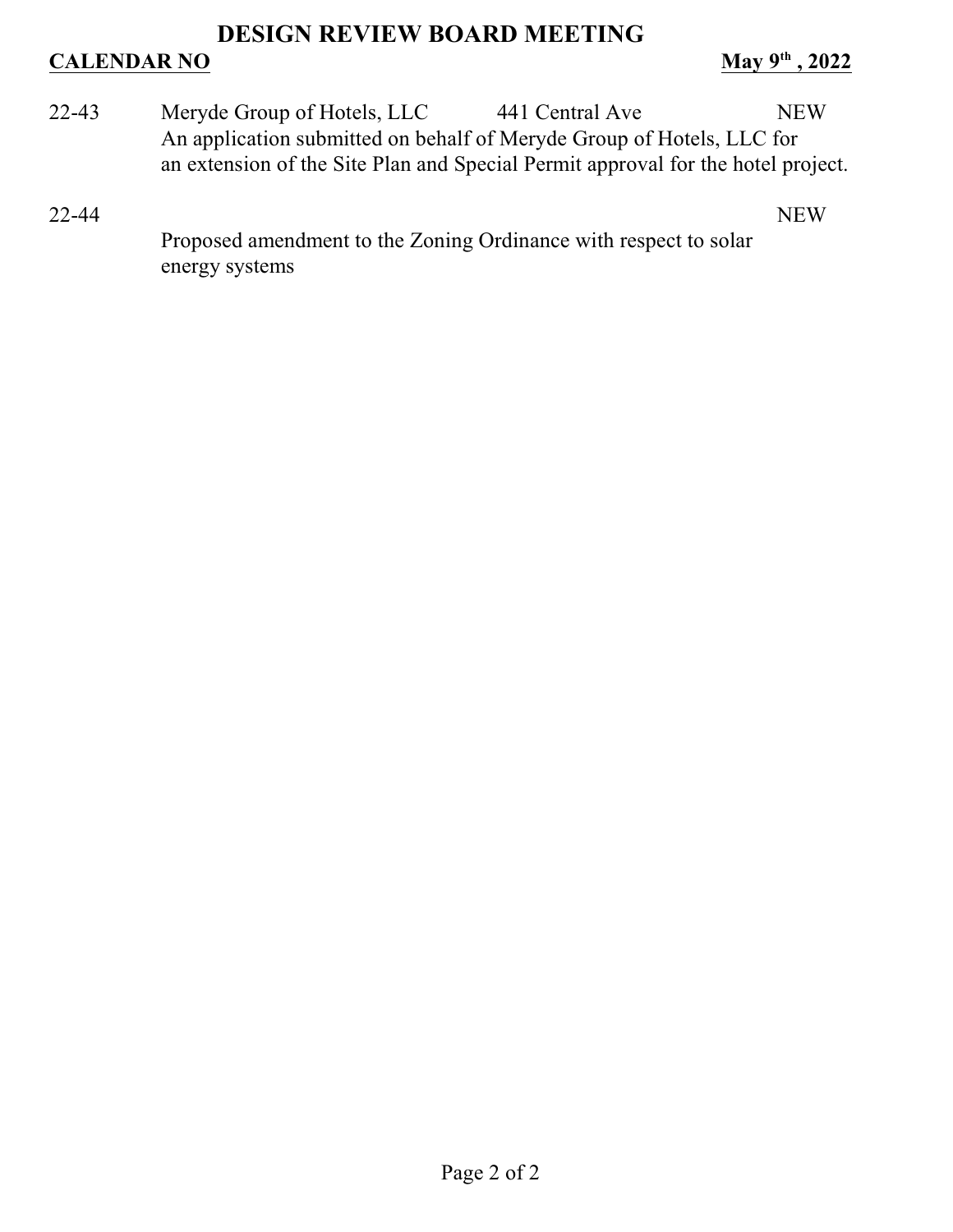# DESIGN REVIEW BOARD MEETING

**CALENDAR NO** **May 9th , 2022**

22-43 Meryde Group of Hotels, LLC 441 Central Ave NEW

An application submitted on behalf of Meryde Group of Hotels, LLC for an extension of the Site Plan and Special Permit approval for the hotel project.

22-44 NEW

Proposed amendment to the Zoning Ordinance with respect to solar energy systems